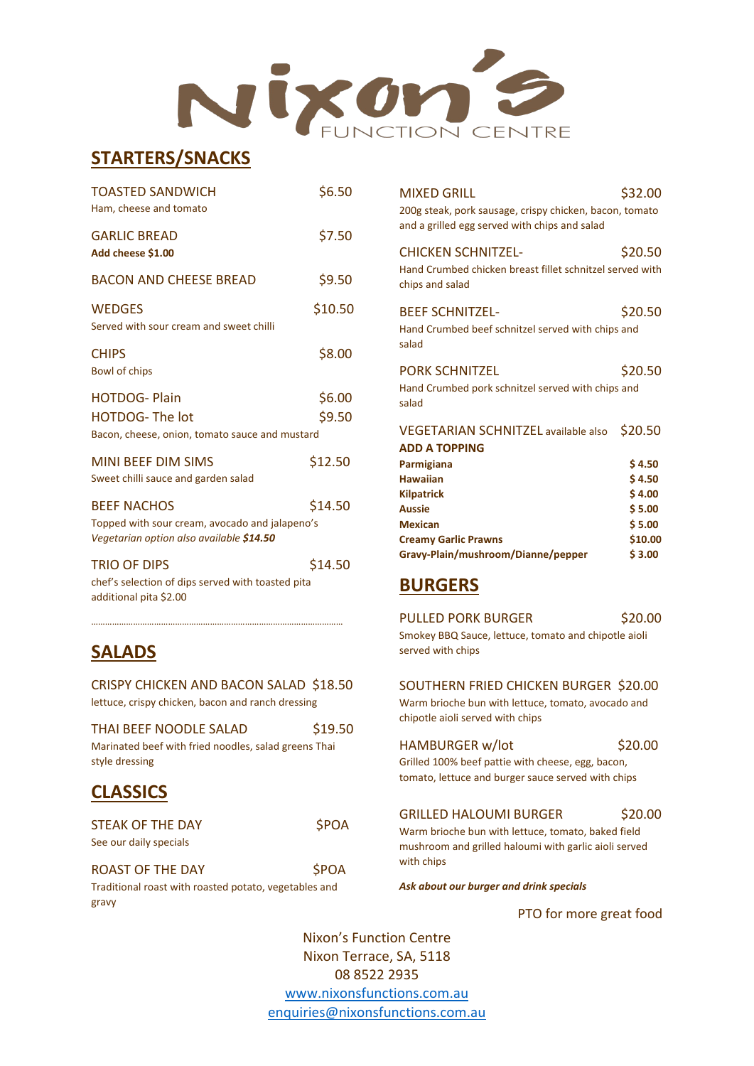# Nixon's Function Centre

## STARTERS/SNACKS

TOASTED SANDWICH $6.50
Ham, cheese and tomato

GARLIC BREAD $7.50
**Add cheese $1.00**

BACON AND CHEESE BREAD $9.50

WEDGES $10.50
Served with sour cream and sweet chilli

CHIPS $8.00
Bowl of chips

HOTDOG- Plain $6.00
HOTDOG- The lot $9.50
Bacon, cheese, onion, tomato sauce and mustard

MINI BEEF DIM SIMS $12.50
Sweet chilli sauce and garden salad

BEEF NACHOS $14.50
Topped with sour cream, avocado and jalapeno's
*Vegetarian option also available **$14.50***

TRIO OF DIPS $14.50
chef's selection of dips served with toasted pita
additional pita $2.00

## SALADS

CRISPY CHICKEN AND BACON SALAD $18.50
lettuce, crispy chicken, bacon and ranch dressing

THAI BEEF NOODLE SALAD $19.50
Marinated beef with fried noodles, salad greens Thai style dressing

## CLASSICS

STEAK OF THE DAY $POA
See our daily specials

ROAST OF THE DAY $POA
Traditional roast with roasted potato, vegetables and gravy

MIXED GRILL $32.00
200g steak, pork sausage, crispy chicken, bacon, tomato and a grilled egg served with chips and salad

CHICKEN SCHNITZEL- $20.50
Hand Crumbed chicken breast fillet schnitzel served with chips and salad

BEEF SCHNITZEL- $20.50
Hand Crumbed beef schnitzel served with chips and salad

PORK SCHNITZEL $20.50
Hand Crumbed pork schnitzel served with chips and salad

VEGETARIAN SCHNITZEL available also $20.50

**ADD A TOPPING**

| | |
|---|---|
| **Parmigiana** | **$ 4.50** |
| **Hawaiian** | **$ 4.50** |
| **Kilpatrick** | **$ 4.00** |
| **Aussie** | **$ 5.00** |
| **Mexican** | **$ 5.00** |
| **Creamy Garlic Prawns** | **$10.00** |
| **Gravy-Plain/mushroom/Dianne/pepper** | **$ 3.00** |

## BURGERS

PULLED PORK BURGER $20.00
Smokey BBQ Sauce, lettuce, tomato and chipotle aioli served with chips

SOUTHERN FRIED CHICKEN BURGER $20.00
Warm brioche bun with lettuce, tomato, avocado and chipotle aioli served with chips

HAMBURGER w/lot $20.00
Grilled 100% beef pattie with cheese, egg, bacon, tomato, lettuce and burger sauce served with chips

GRILLED HALOUMI BURGER $20.00
Warm brioche bun with lettuce, tomato, baked field mushroom and grilled haloumi with garlic aioli served with chips

***Ask about our burger and drink specials***

PTO for more great food

Nixon's Function Centre
Nixon Terrace, SA, 5118
08 8522 2935
www.nixonsfunctions.com.au
enquiries@nixonsfunctions.com.au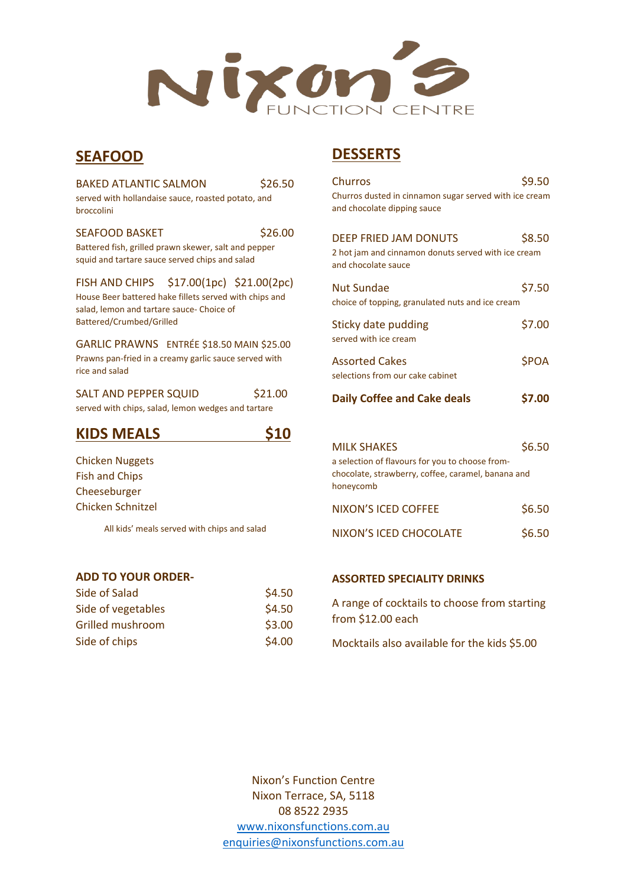# Nixon's FUNCTION CENTRE

## SEAFOOD

BAKED ATLANTIC SALMON $26.50
served with hollandaise sauce, roasted potato, and broccolini

SEAFOOD BASKET $26.00
Battered fish, grilled prawn skewer, salt and pepper squid and tartare sauce served chips and salad

FISH AND CHIPS $17.00(1pc) $21.00(2pc)
House Beer battered hake fillets served with chips and salad, lemon and tartare sauce- Choice of Battered/Crumbed/Grilled

GARLIC PRAWNS ENTRÉE $18.50 MAIN $25.00
Prawns pan-fried in a creamy garlic sauce served with rice and salad

SALT AND PEPPER SQUID $21.00
served with chips, salad, lemon wedges and tartare

## KIDS MEALS $10

Chicken Nuggets
Fish and Chips
Cheeseburger
Chicken Schnitzel

All kids' meals served with chips and salad

### ADD TO YOUR ORDER-

| | |
|---|---|
| Side of Salad | $4.50 |
| Side of vegetables | $4.50 |
| Grilled mushroom | $3.00 |
| Side of chips | $4.00 |

## DESSERTS

Churros $9.50
Churros dusted in cinnamon sugar served with ice cream and chocolate dipping sauce

DEEP FRIED JAM DONUTS $8.50
2 hot jam and cinnamon donuts served with ice cream and chocolate sauce

Nut Sundae $7.50
choice of topping, granulated nuts and ice cream

Sticky date pudding $7.00
served with ice cream

Assorted Cakes $POA
selections from our cake cabinet

**Daily Coffee and Cake deals $7.00**

MILK SHAKES $6.50
a selection of flavours for you to choose from- chocolate, strawberry, coffee, caramel, banana and honeycomb

NIXON'S ICED COFFEE $6.50

NIXON'S ICED CHOCOLATE $6.50

### ASSORTED SPECIALITY DRINKS

A range of cocktails to choose from starting from $12.00 each

Mocktails also available for the kids $5.00

Nixon's Function Centre
Nixon Terrace, SA, 5118
08 8522 2935
www.nixonsfunctions.com.au
enquiries@nixonsfunctions.com.au